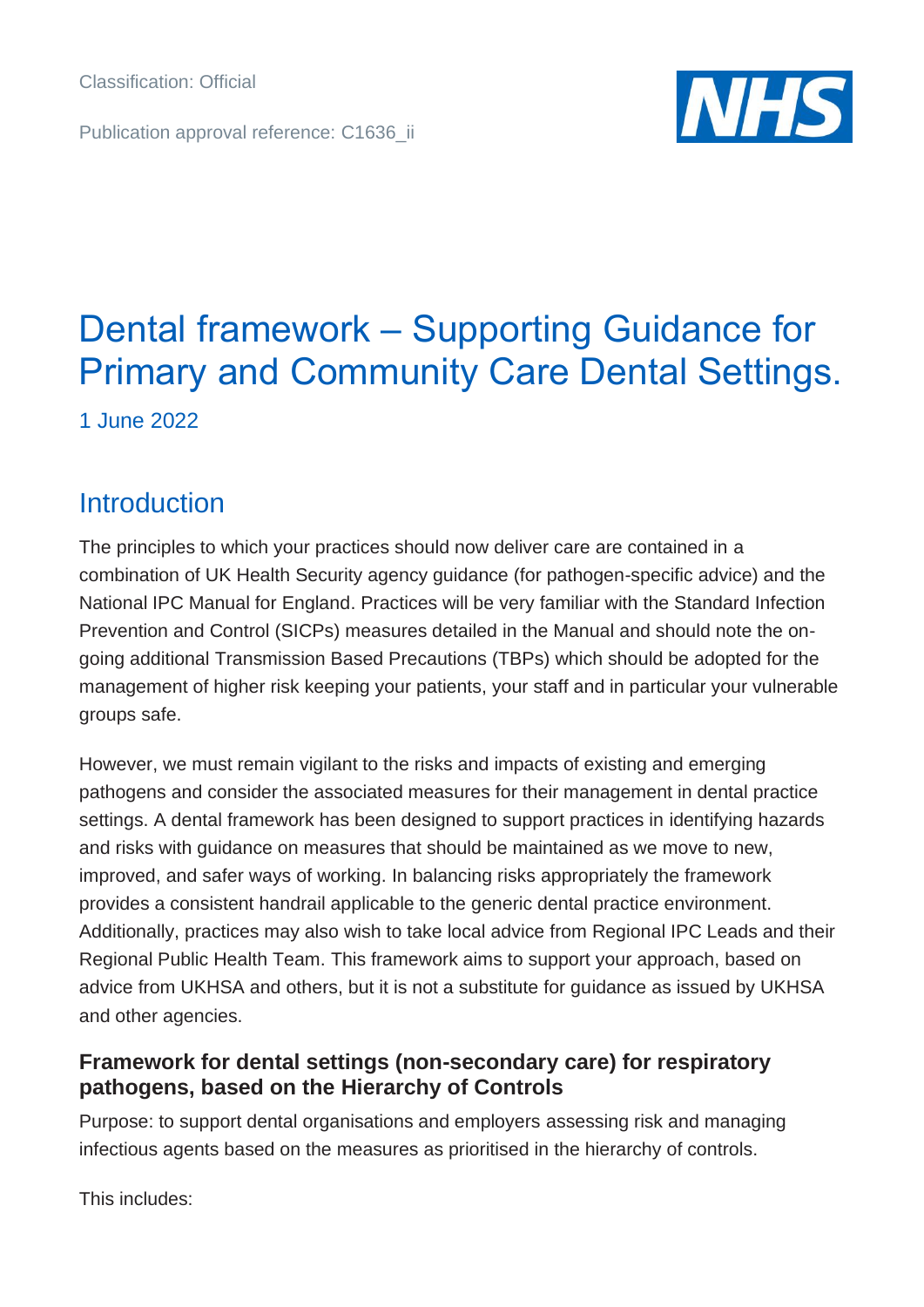Classification: Official

Publication approval reference: C1636_ii

# Dental framework – Supporting Guidance for Primary and Community Care Dental Settings.

1 June 2022

## Introduction

The principles to which your practices should now deliver care are contained in a combination of UK Health Security agency guidance (for pathogen-specific advice) and the National IPC Manual for England. Practices will be very familiar with the Standard Infection Prevention and Control (SICPs) measures detailed in the Manual and should note the on-going additional Transmission Based Precautions (TBPs) which should be adopted for the management of higher risk keeping your patients, your staff and in particular your vulnerable groups safe.

However, we must remain vigilant to the risks and impacts of existing and emerging pathogens and consider the associated measures for their management in dental practice settings. A dental framework has been designed to support practices in identifying hazards and risks with guidance on measures that should be maintained as we move to new, improved, and safer ways of working. In balancing risks appropriately the framework provides a consistent handrail applicable to the generic dental practice environment. Additionally, practices may also wish to take local advice from Regional IPC Leads and their Regional Public Health Team. This framework aims to support your approach, based on advice from UKHSA and others, but it is not a substitute for guidance as issued by UKHSA and other agencies.

### Framework for dental settings (non-secondary care) for respiratory pathogens, based on the Hierarchy of Controls

Purpose: to support dental organisations and employers assessing risk and managing infectious agents based on the measures as prioritised in the hierarchy of controls.

This includes: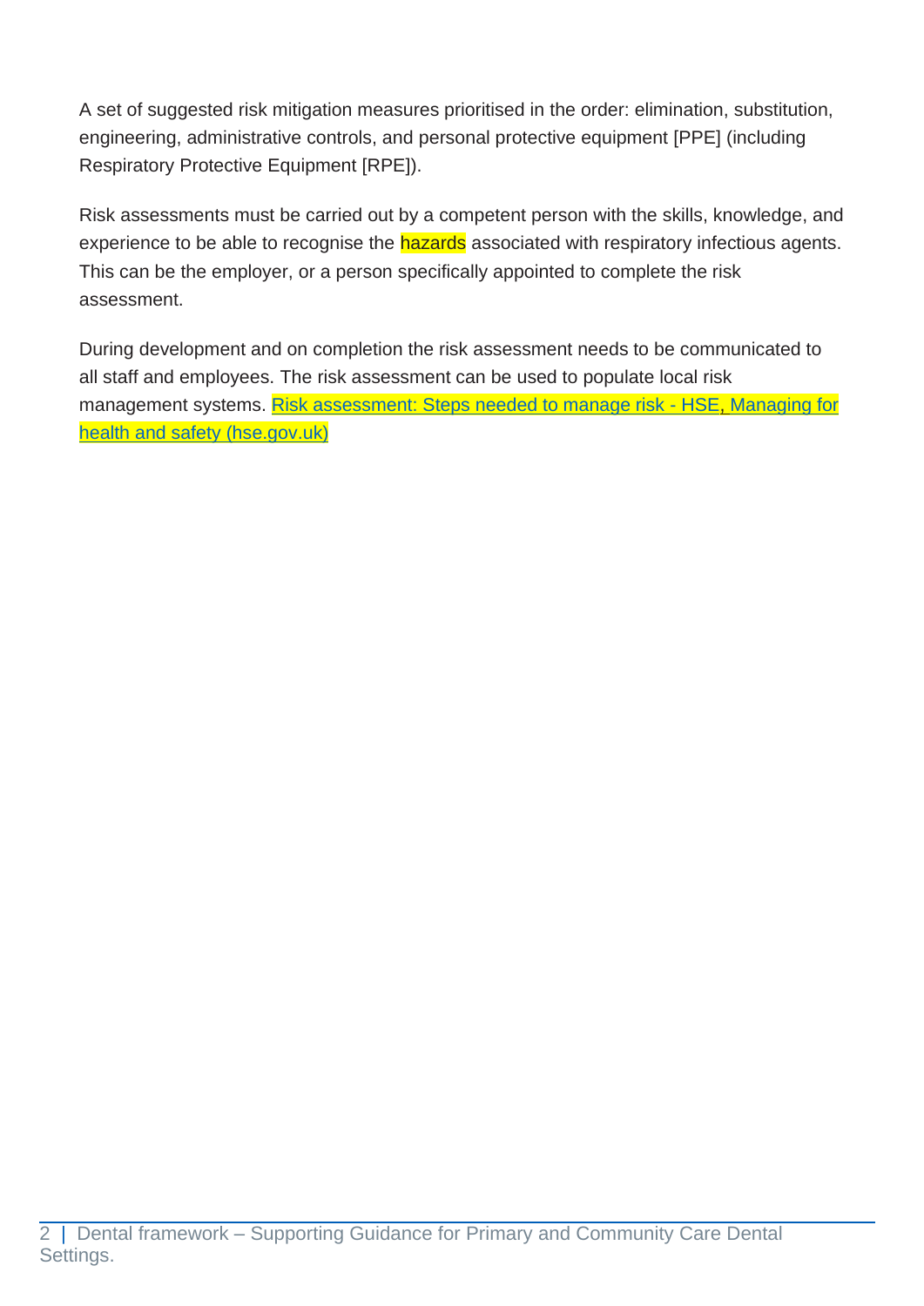A set of suggested risk mitigation measures prioritised in the order: elimination, substitution, engineering, administrative controls, and personal protective equipment [PPE] (including Respiratory Protective Equipment [RPE]).

Risk assessments must be carried out by a competent person with the skills, knowledge, and experience to be able to recognise the hazards associated with respiratory infectious agents. This can be the employer, or a person specifically appointed to complete the risk assessment.

During development and on completion the risk assessment needs to be communicated to all staff and employees. The risk assessment can be used to populate local risk management systems. Risk assessment: Steps needed to manage risk - HSE, Managing for health and safety (hse.gov.uk)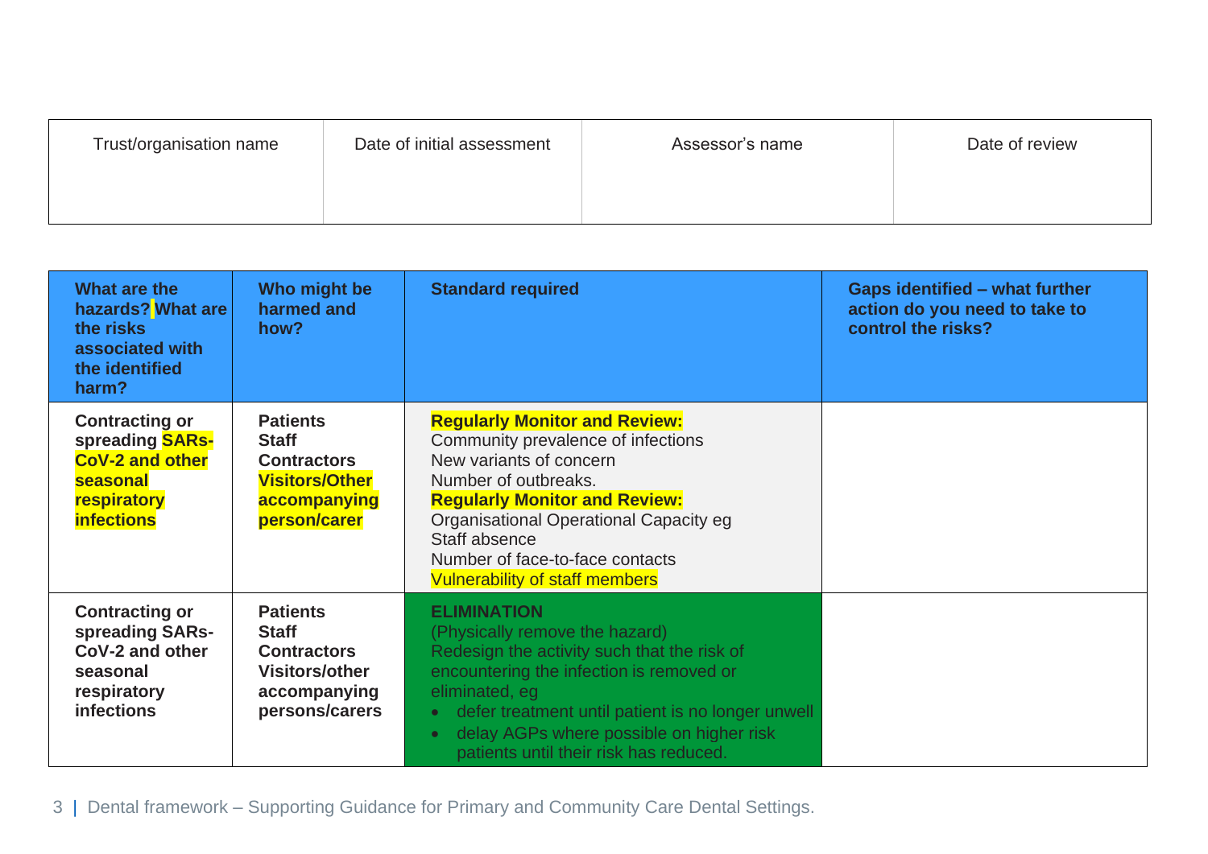| Trust/organisation name | Date of initial assessment | Assessor's name | Date of review |
|---|---|---|---|
| | | | |

| What are the hazards? What are the risks associated with the identified harm? | Who might be harmed and how? | Standard required | Gaps identified – what further action do you need to take to control the risks? |
|---|---|---|---|
| **Contracting or spreading SARs-CoV-2 and other seasonal respiratory infections** | **Patients**<br>**Staff**<br>**Contractors**<br>**Visitors/Other accompanying person/carer** | **Regularly Monitor and Review:**<br>Community prevalence of infections<br>New variants of concern<br>Number of outbreaks.<br>**Regularly Monitor and Review:**<br>Organisational Operational Capacity eg<br>Staff absence<br>Number of face-to-face contacts<br>Vulnerability of staff members | |
| **Contracting or spreading SARs-CoV-2 and other seasonal respiratory infections** | **Patients**<br>**Staff**<br>**Contractors**<br>**Visitors/other accompanying persons/carers** | **ELIMINATION**<br>(Physically remove the hazard)<br>Redesign the activity such that the risk of encountering the infection is removed or eliminated, eg<br>• defer treatment until patient is no longer unwell<br>• delay AGPs where possible on higher risk patients until their risk has reduced. | |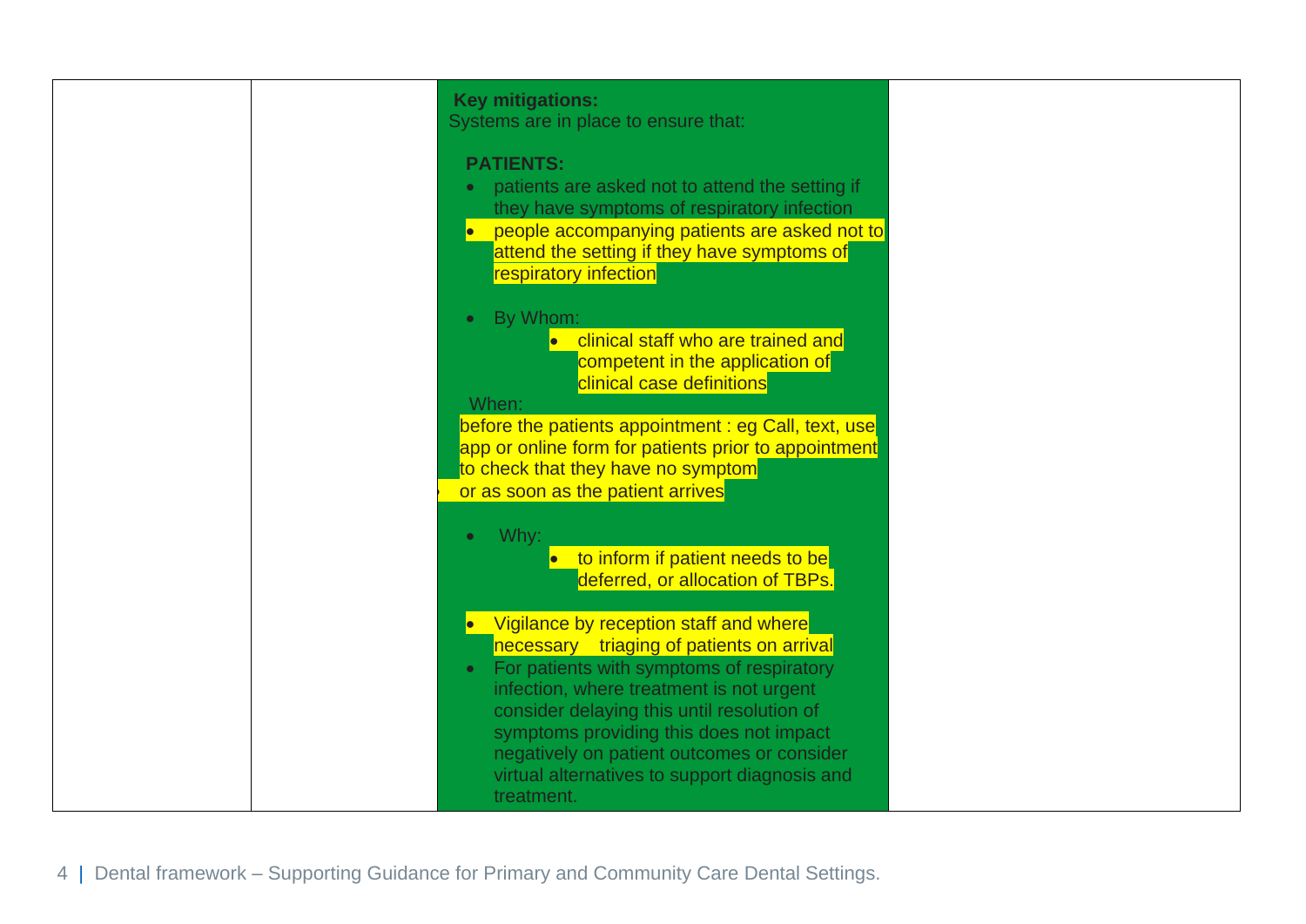| | | Key mitigations: | |
|---|---|---|---|
| | | **Key mitigations:**<br>Systems are in place to ensure that:<br><br>**PATIENTS:**<br>• patients are asked not to attend the setting if they have symptoms of respiratory infection<br>• people accompanying patients are asked not to attend the setting if they have symptoms of respiratory infection<br><br>• By Whom:<br>&nbsp;&nbsp;&nbsp;&nbsp;• clinical staff who are trained and competent in the application of clinical case definitions<br>When:<br>before the patients appointment : eg Call, text, use app or online form for patients prior to appointment to check that they have no symptom<br>• or as soon as the patient arrives<br><br>• Why:<br>&nbsp;&nbsp;&nbsp;&nbsp;• to inform if patient needs to be deferred, or allocation of TBPs.<br><br>• Vigilance by reception staff and where necessary triaging of patients on arrival<br>• For patients with symptoms of respiratory infection, where treatment is not urgent consider delaying this until resolution of symptoms providing this does not impact negatively on patient outcomes or consider virtual alternatives to support diagnosis and treatment. | |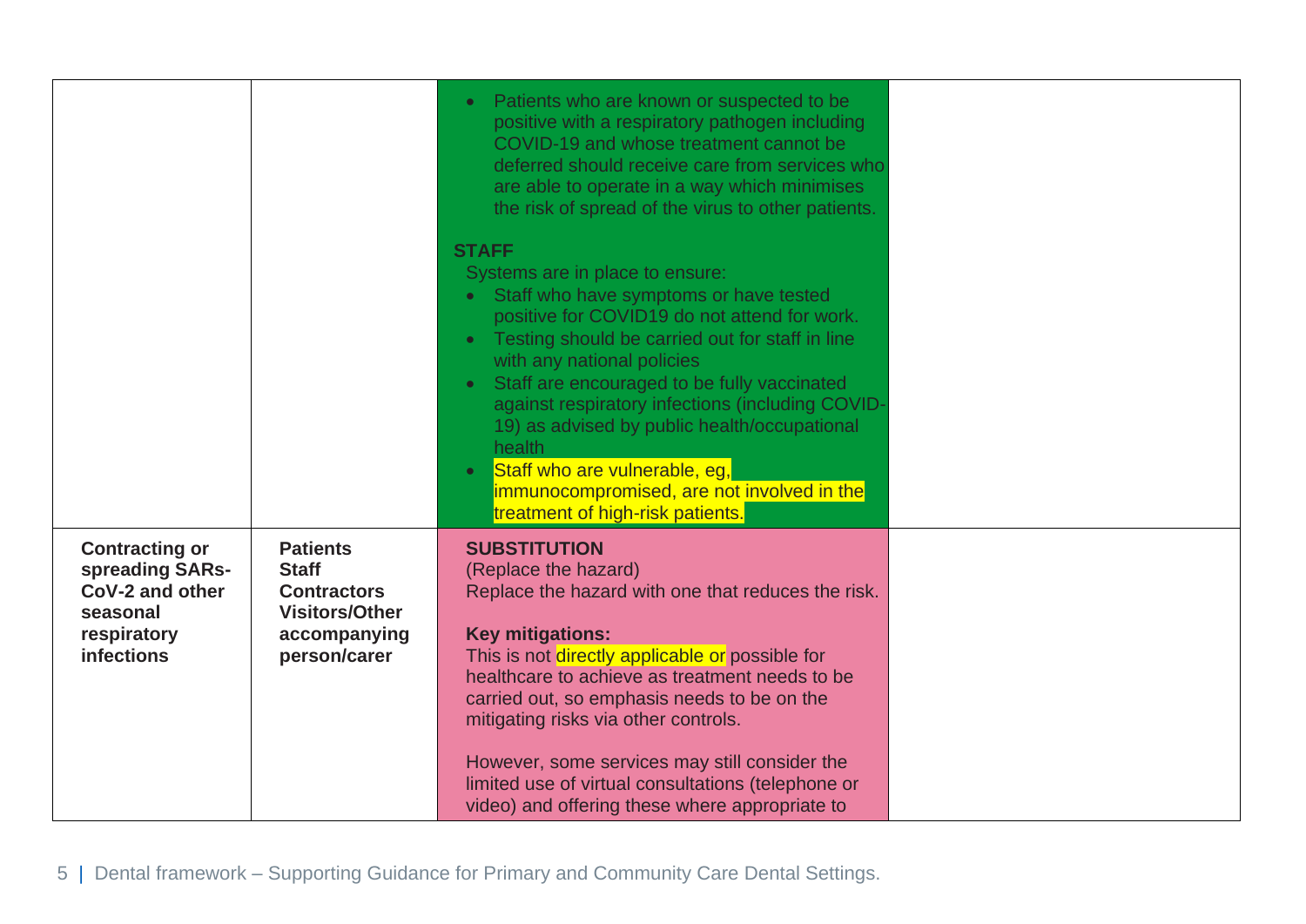| | | | |
|---|---|---|---|
| | | • Patients who are known or suspected to be positive with a respiratory pathogen including COVID-19 and whose treatment cannot be deferred should receive care from services who are able to operate in a way which minimises the risk of spread of the virus to other patients.<br><br>**STAFF**<br>Systems are in place to ensure:<br>• Staff who have symptoms or have tested positive for COVID19 do not attend for work.<br>• Testing should be carried out for staff in line with any national policies<br>• Staff are encouraged to be fully vaccinated against respiratory infections (including COVID-19) as advised by public health/occupational health<br>• Staff who are vulnerable, eg, immunocompromised, are not involved in the treatment of high-risk patients. | |
| **Contracting or spreading SARs-CoV-2 and other seasonal respiratory infections** | **Patients**<br>**Staff**<br>**Contractors**<br>**Visitors/Other accompanying person/carer** | **SUBSTITUTION**<br>(Replace the hazard)<br>Replace the hazard with one that reduces the risk.<br><br>**Key mitigations:**<br>This is not directly applicable or possible for healthcare to achieve as treatment needs to be carried out, so emphasis needs to be on the mitigating risks via other controls.<br><br>However, some services may still consider the limited use of virtual consultations (telephone or video) and offering these where appropriate to | |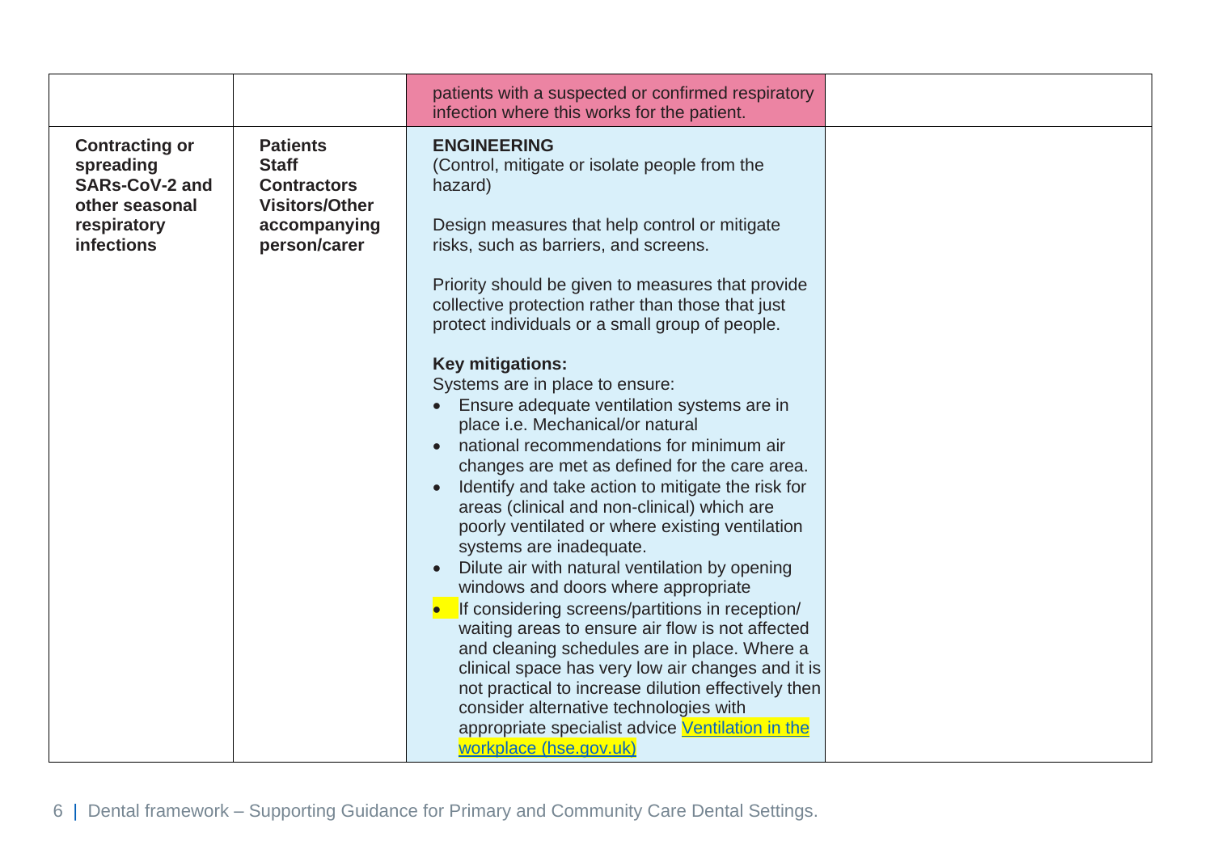| | | | |
|---|---|---|---|
| | | patients with a suspected or confirmed respiratory infection where this works for the patient. | |
| **Contracting or spreading SARs-CoV-2 and other seasonal respiratory infections** | **Patients**<br>**Staff**<br>**Contractors**<br>**Visitors/Other accompanying person/carer** | **ENGINEERING**<br>(Control, mitigate or isolate people from the hazard)<br><br>Design measures that help control or mitigate risks, such as barriers, and screens.<br><br>Priority should be given to measures that provide collective protection rather than those that just protect individuals or a small group of people.<br><br>**Key mitigations:**<br>Systems are in place to ensure:<br>• Ensure adequate ventilation systems are in place i.e. Mechanical/or natural<br>• national recommendations for minimum air changes are met as defined for the care area.<br>• Identify and take action to mitigate the risk for areas (clinical and non-clinical) which are poorly ventilated or where existing ventilation systems are inadequate.<br>• Dilute air with natural ventilation by opening windows and doors where appropriate<br>• If considering screens/partitions in reception/ waiting areas to ensure air flow is not affected and cleaning schedules are in place. Where a clinical space has very low air changes and it is not practical to increase dilution effectively then consider alternative technologies with appropriate specialist advice [Ventilation in the workplace (hse.gov.uk)](https://www.hse.gov.uk) | |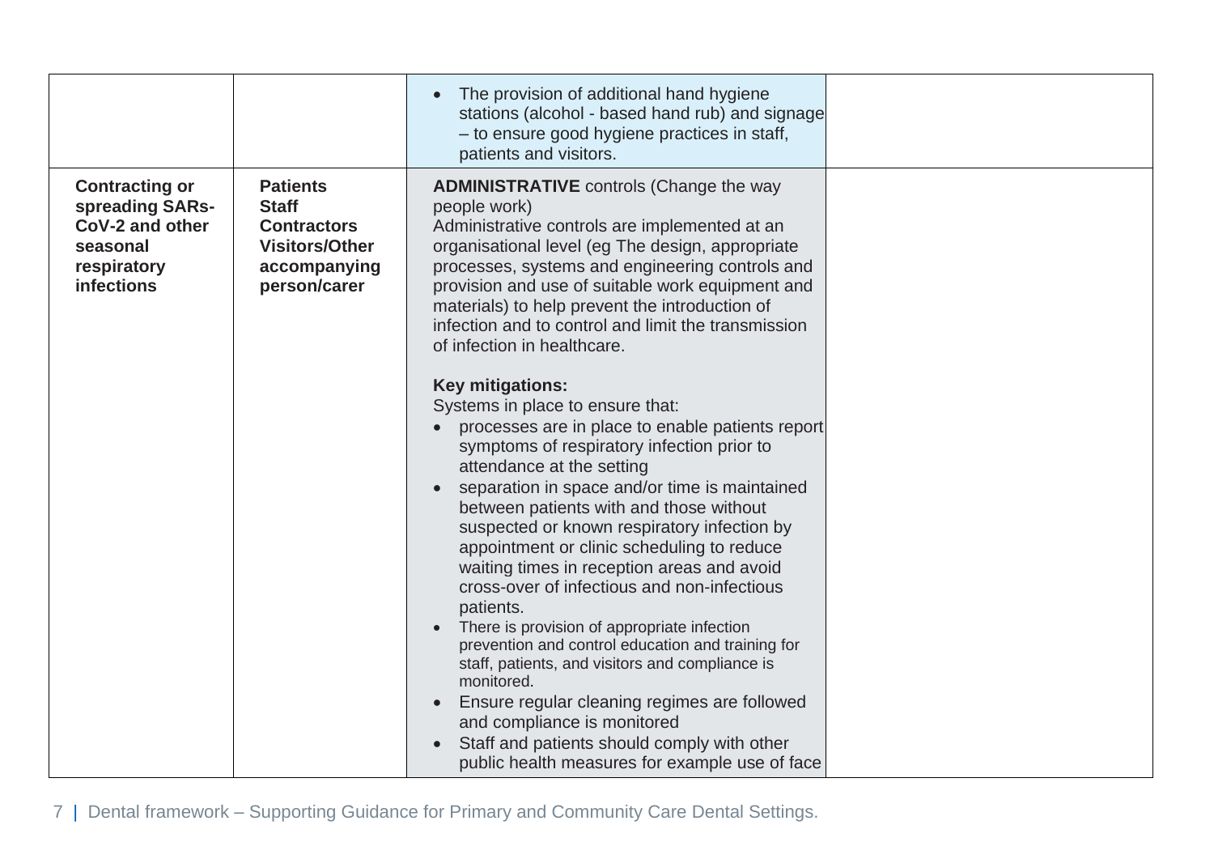| | | | |
|---|---|---|---|
| | | • The provision of additional hand hygiene stations (alcohol - based hand rub) and signage – to ensure good hygiene practices in staff, patients and visitors. | |
| **Contracting or spreading SARs-CoV-2 and other seasonal respiratory infections** | **Patients**<br>**Staff**<br>**Contractors**<br>**Visitors/Other accompanying person/carer** | **ADMINISTRATIVE** controls (Change the way people work)<br>Administrative controls are implemented at an organisational level (eg The design, appropriate processes, systems and engineering controls and provision and use of suitable work equipment and materials) to help prevent the introduction of infection and to control and limit the transmission of infection in healthcare.<br><br>**Key mitigations:**<br>Systems in place to ensure that:<br>• processes are in place to enable patients report symptoms of respiratory infection prior to attendance at the setting<br>• separation in space and/or time is maintained between patients with and those without suspected or known respiratory infection by appointment or clinic scheduling to reduce waiting times in reception areas and avoid cross-over of infectious and non-infectious patients.<br>• There is provision of appropriate infection prevention and control education and training for staff, patients, and visitors and compliance is monitored.<br>• Ensure regular cleaning regimes are followed and compliance is monitored<br>• Staff and patients should comply with other public health measures for example use of face | |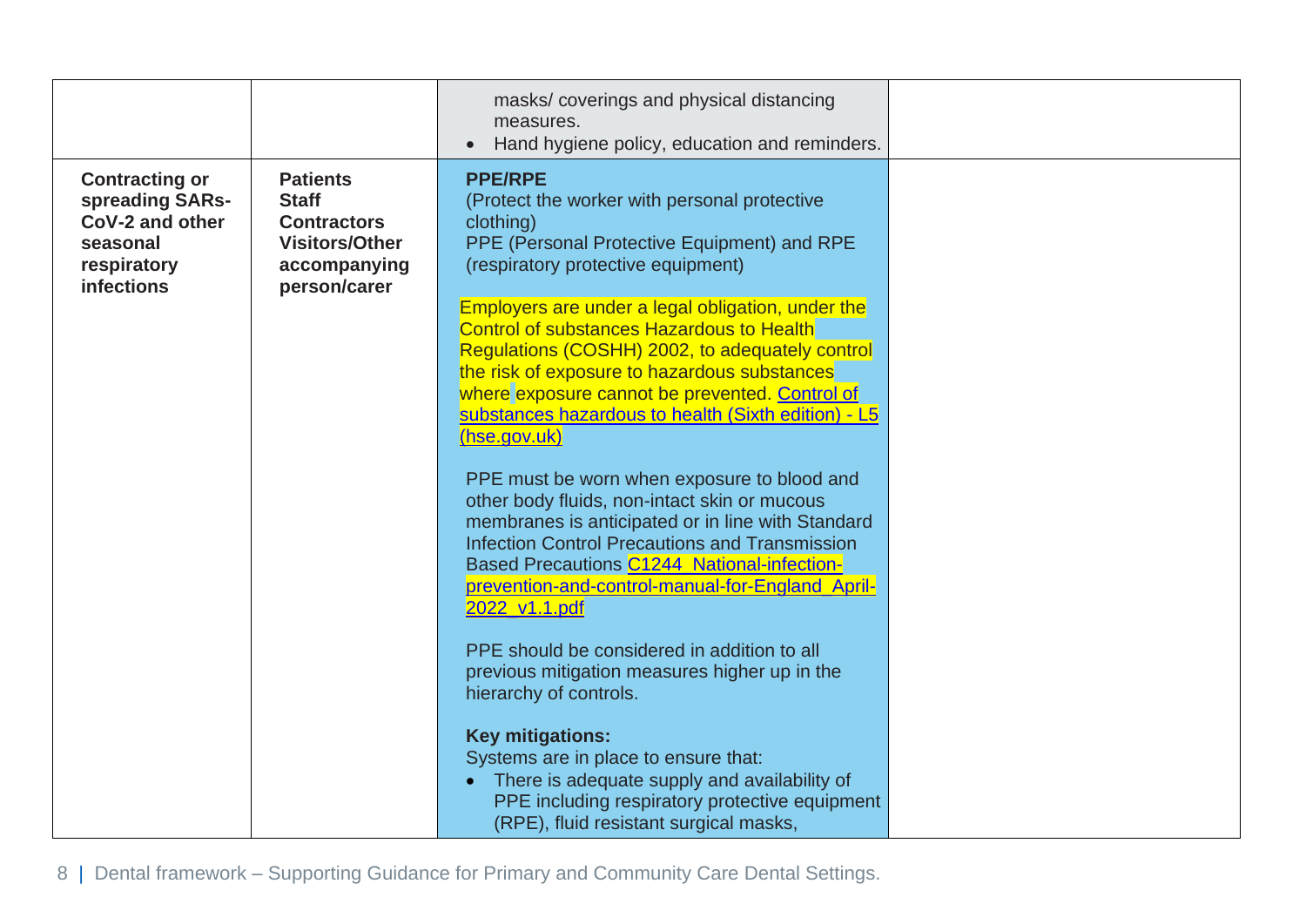| | | | |
|---|---|---|---|
| | | masks/ coverings and physical distancing measures.<br>• Hand hygiene policy, education and reminders. | |
| **Contracting or spreading SARs-CoV-2 and other seasonal respiratory infections** | **Patients**<br>**Staff**<br>**Contractors**<br>**Visitors/Other accompanying person/carer** | **PPE/RPE**<br>(Protect the worker with personal protective clothing)<br>PPE (Personal Protective Equipment) and RPE (respiratory protective equipment)<br><br>Employers are under a legal obligation, under the Control of substances Hazardous to Health Regulations (COSHH) 2002, to adequately control the risk of exposure to hazardous substances where exposure cannot be prevented. [Control of substances hazardous to health (Sixth edition) - L5 (hse.gov.uk)]<br><br>PPE must be worn when exposure to blood and other body fluids, non-intact skin or mucous membranes is anticipated or in line with Standard Infection Control Precautions and Transmission Based Precautions [C1244_National-infection-prevention-and-control-manual-for-England_April-2022_v1.1.pdf]<br><br>PPE should be considered in addition to all previous mitigation measures higher up in the hierarchy of controls.<br><br>**Key mitigations:**<br>Systems are in place to ensure that:<br>• There is adequate supply and availability of PPE including respiratory protective equipment (RPE), fluid resistant surgical masks, | |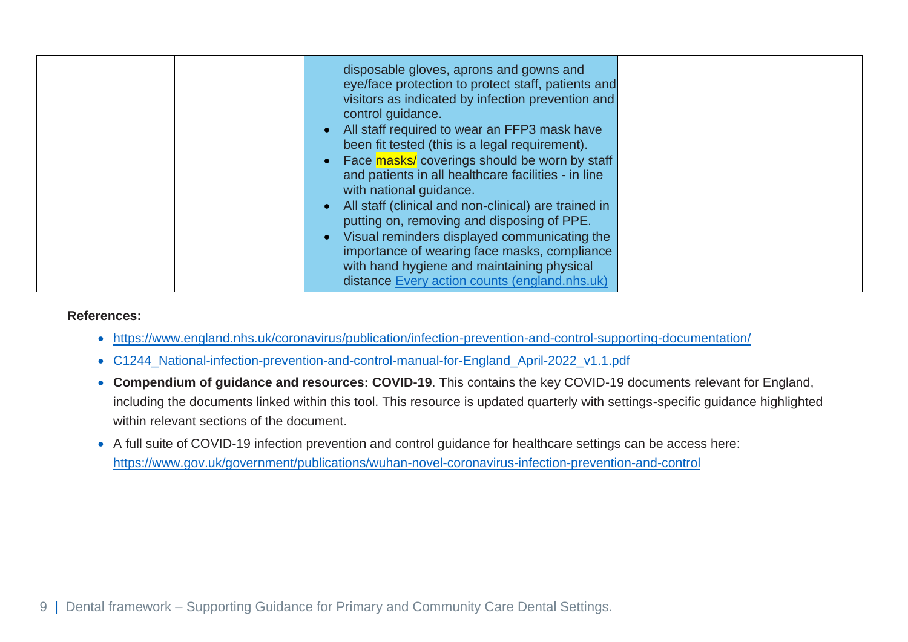| | | | |
|---|---|---|---|
| | | disposable gloves, aprons and gowns and eye/face protection to protect staff, patients and visitors as indicated by infection prevention and control guidance.<br>• All staff required to wear an FFP3 mask have been fit tested (this is a legal requirement).<br>• Face masks/ coverings should be worn by staff and patients in all healthcare facilities - in line with national guidance.<br>• All staff (clinical and non-clinical) are trained in putting on, removing and disposing of PPE.<br>• Visual reminders displayed communicating the importance of wearing face masks, compliance with hand hygiene and maintaining physical distance [Every action counts (england.nhs.uk)](https://www.england.nhs.uk) | |

**References:**

- [https://www.england.nhs.uk/coronavirus/publication/infection-prevention-and-control-supporting-documentation/](https://www.england.nhs.uk/coronavirus/publication/infection-prevention-and-control-supporting-documentation/)
- C1244_National-infection-prevention-and-control-manual-for-England_April-2022_v1.1.pdf
- **Compendium of guidance and resources: COVID-19**. This contains the key COVID-19 documents relevant for England, including the documents linked within this tool. This resource is updated quarterly with settings-specific guidance highlighted within relevant sections of the document.
- A full suite of COVID-19 infection prevention and control guidance for healthcare settings can be access here: [https://www.gov.uk/government/publications/wuhan-novel-coronavirus-infection-prevention-and-control](https://www.gov.uk/government/publications/wuhan-novel-coronavirus-infection-prevention-and-control)